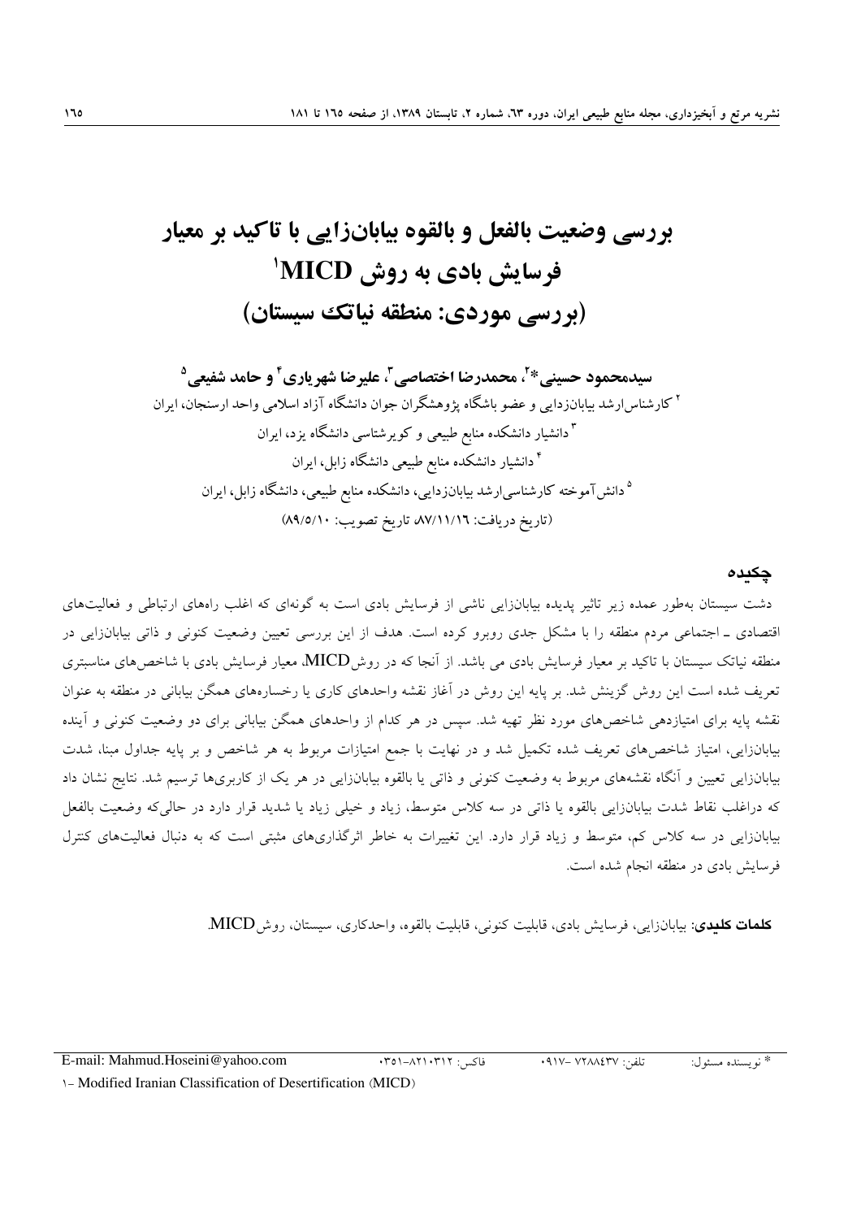# بررسی وضعیت بالفعل و بالقوه بیابان‌زایی با تاکید بر معیار فرسایش بادی به روش MICD[1]
## (بررسی موردی: منطقه نیاتک سیستان)

**سیدمحمود حسینی*[2]، محمدرضا اختصاصی[3]، علیرضا شهریاری[4] و حامد شفیعی[5]**

[2] کارشناس‌ارشد بیابان‌زدایی و عضو باشگاه پژوهشگران جوان دانشگاه آزاد اسلامی واحد ارسنجان، ایران

[3] دانشیار دانشکده منابع طبیعی و کویرشناسی دانشگاه یزد، ایران

[4] دانشیار دانشکده منابع طبیعی دانشگاه زابل، ایران

[5] دانش‌آموخته کارشناسی‌ارشد بیابان‌زدایی، دانشکده منابع طبیعی، دانشگاه زابل، ایران

(تاریخ دریافت: ۸۷/۱۱/۱۶ تاریخ تصویب: ۸۹/۵/۱۰)

## چکیده

دشت سیستان به‌طور عمده زیر تاثیر پدیده بیابان‌زایی ناشی از فرسایش بادی است به گونه‌ای که اغلب راه‌های ارتباطی و فعالیت‌های اقتصادی ـ اجتماعی مردم منطقه را با مشکل جدی روبرو کرده است. هدف از این بررسی تعیین وضعیت کنونی و ذاتی بیابان‌زایی در منطقه نیاتک سیستان با تاکید بر معیار فرسایش بادی می باشد. از آنجا که در روش MICD، معیار فرسایش بادی با شاخص‌های مناسبتری تعریف شده است این روش گزینش شد. بر پایه این روش در آغاز نقشه واحدهای کاری یا رخساره‌های همگن بیابانی در منطقه به عنوان نقشه پایه برای امتیازدهی شاخص‌های مورد نظر تهیه شد. سپس در هر کدام از واحدهای همگن بیابانی برای دو وضعیت کنونی و آینده بیابان‌زایی، امتیاز شاخص‌های تعریف شده تکمیل شد و در نهایت با جمع امتیازات مربوط به هر شاخص و بر پایه جداول مبنا، شدت بیابان‌زایی تعیین و آنگاه نقشه‌های مربوط به وضعیت کنونی و ذاتی یا بالقوه بیابان‌زایی در هر یک از کاربری‌ها ترسیم شد. نتایج نشان داد که دراغلب نقاط شدت بیابان‌زایی بالقوه یا ذاتی در سه کلاس متوسط، زیاد و خیلی زیاد یا شدید قرار دارد در حالی‌که وضعیت بالفعل بیابان‌زایی در سه کلاس کم، متوسط و زیاد قرار دارد. این تغییرات به خاطر اثرگذاری‌های مثبتی است که به دنبال فعالیت‌های کنترل فرسایش بادی در منطقه انجام شده است.

**کلمات کلیدی**: بیابان‌زایی، فرسایش بادی، قابلیت کنونی، قابلیت بالقوه، واحدکاری، سیستان، روش MICD.

---

\* نویسنده مسئول: تلفن: ۷۲۸۸۴۳۷-۰۹۱۷ فاکس: ۸۲۱۰۳۱۲-۰۳۵۱ E-mail: Mahmud.Hoseini@yahoo.com

۱- Modified Iranian Classification of Desertification (MICD)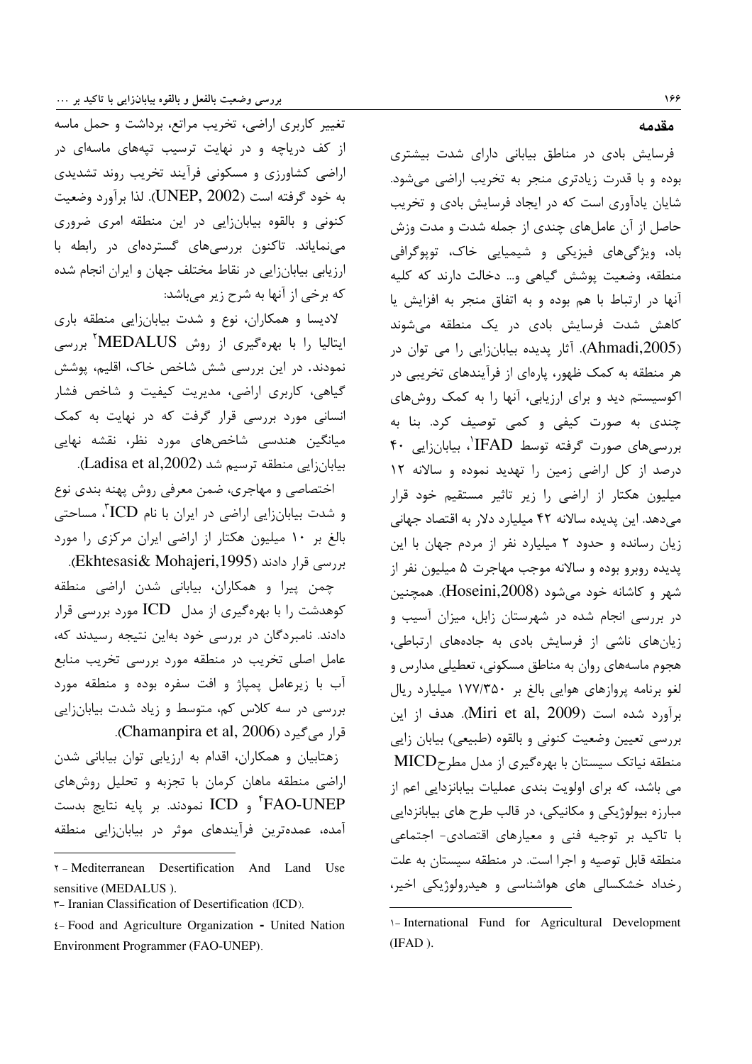## مقدمه

فرسایش بادی در مناطق بیابانی دارای شدت بیشتری بوده و با قدرت زیادتری منجر به تخریب اراضی می‌شود. شایان یادآوری است که در ایجاد فرسایش بادی و تخریب حاصل از آن عامل‌های چندی از جمله شدت و مدت وزش باد، ویژگی‌های فیزیکی و شیمیایی خاک، توپوگرافی منطقه، وضعیت پوشش گیاهی و... دخالت دارند که کلیه آنها در ارتباط با هم بوده و به اتفاق منجر به افزایش یا کاهش شدت فرسایش بادی در یک منطقه می‌شوند (Ahmadi,2005). آثار پدیده بیابان‌زایی را می توان در هر منطقه به کمک ظهور، پاره‌ای از فرآیندهای تخریبی در اکوسیستم دید و برای ارزیابی، آنها را به کمک روش‌های چندی به صورت کیفی و کمی توصیف کرد. بنا به بررسی‌های صورت گرفته توسط IFAD[1]، بیابان‌زایی ۴۰ درصد از کل اراضی زمین را تهدید نموده و سالانه ۱۲ میلیون هکتار از اراضی را زیر تاثیر مستقیم خود قرار می‌دهد. این پدیده سالانه ۴۲ میلیارد دلار به اقتصاد جهانی زیان رسانده و حدود ۲ میلیارد نفر از مردم جهان با این پدیده روبرو بوده و سالانه موجب مهاجرت ۵ میلیون نفر از شهر و کاشانه خود می‌شود (Hoseini,2008). همچنین در بررسی انجام شده در شهرستان زابل، میزان آسیب و زیان‌های ناشی از فرسایش بادی به جاده‌های ارتباطی، هجوم ماسه‌های روان به مناطق مسکونی، تعطیلی مدارس و لغو برنامه پروازهای هوایی بالغ بر ۱۷۷/۳۵۰ میلیارد ریال برآورد شده است (Miri et al, 2009). هدف از این بررسی تعیین وضعیت کنونی و بالقوه (طبیعی) بیابان زایی منطقه نیاتک سیستان با بهره‌گیری از مدل مطرح MICD می باشد، که برای اولویت بندی عملیات بیابانزدایی اعم از مبارزه بیولوژیکی و مکانیکی، در قالب طرح های بیابانزدایی با تاکید بر توجیه فنی و معیارهای اقتصادی- اجتماعی منطقه قابل توصیه و اجرا است. در منطقه سیستان به علت رخداد خشکسالی های هواشناسی و هیدرولوژیکی اخیر، تغییر کاربری اراضی، تخریب مراتع، برداشت و حمل ماسه از کف دریاچه و در نهایت ترسیب تپه‌های ماسه‌ای در اراضی کشاورزی و مسکونی فرآیند تخریب روند تشدیدی به خود گرفته است (UNEP, 2002). لذا برآورد وضعیت کنونی و بالقوه بیابان‌زایی در این منطقه امری ضروری می‌نمایاند. تاکنون بررسی‌های گسترده‌ای در رابطه با ارزیابی بیابان‌زایی در نقاط مختلف جهان و ایران انجام شده که برخی از آنها به شرح زیر می‌باشد:

لادیسا و همکاران، نوع و شدت بیابان‌زایی منطقه باری ایتالیا را با بهره‌گیری از روش MEDALUS[2] بررسی نمودند. در این بررسی شش شاخص خاک، اقلیم، پوشش گیاهی، کاربری اراضی، مدیریت کیفیت و شاخص فشار انسانی مورد بررسی قرار گرفت که در نهایت به کمک میانگین هندسی شاخص‌های مورد نظر، نقشه نهایی بیابان‌زایی منطقه ترسیم شد (Ladisa et al,2002).

اختصاصی و مهاجری، ضمن معرفی روش پهنه بندی نوع و شدت بیابان‌زایی اراضی در ایران با نام ICD[3]، مساحتی بالغ بر ۱۰ میلیون هکتار از اراضی ایران مرکزی را مورد بررسی قرار دادند (Ekhtesasi& Mohajeri,1995).

چمن پیرا و همکاران، بیابانی شدن اراضی منطقه کوهدشت را با بهره‌گیری از مدل ICD مورد بررسی قرار دادند. نامبردگان در بررسی خود به‌این نتیجه رسیدند که، عامل اصلی تخریب در منطقه مورد بررسی تخریب منابع آب با زیرعامل پمپاژ و افت سفره بوده و منطقه مورد بررسی در سه کلاس کم، متوسط و زیاد شدت بیابان‌زایی قرار می‌گیرد (Chamanpira et al, 2006).

زهتابیان و همکاران، اقدام به ارزیابی توان بیابانی شدن اراضی منطقه ماهان کرمان با تجزبه و تحلیل روش‌های FAO-UNEP[4] و ICD نمودند. بر پایه نتایج بدست آمده، عمده‌ترین فرآیندهای موثر در بیابان‌زایی منطقه

---

۱- International Fund for Agricultural Development (IFAD ).

۲- Mediterranean Desertification And Land Use sensitive (MEDALUS ).

۳- Iranian Classification of Desertification (ICD).

۴- Food and Agriculture Organization - United Nation Environment Programmer (FAO-UNEP).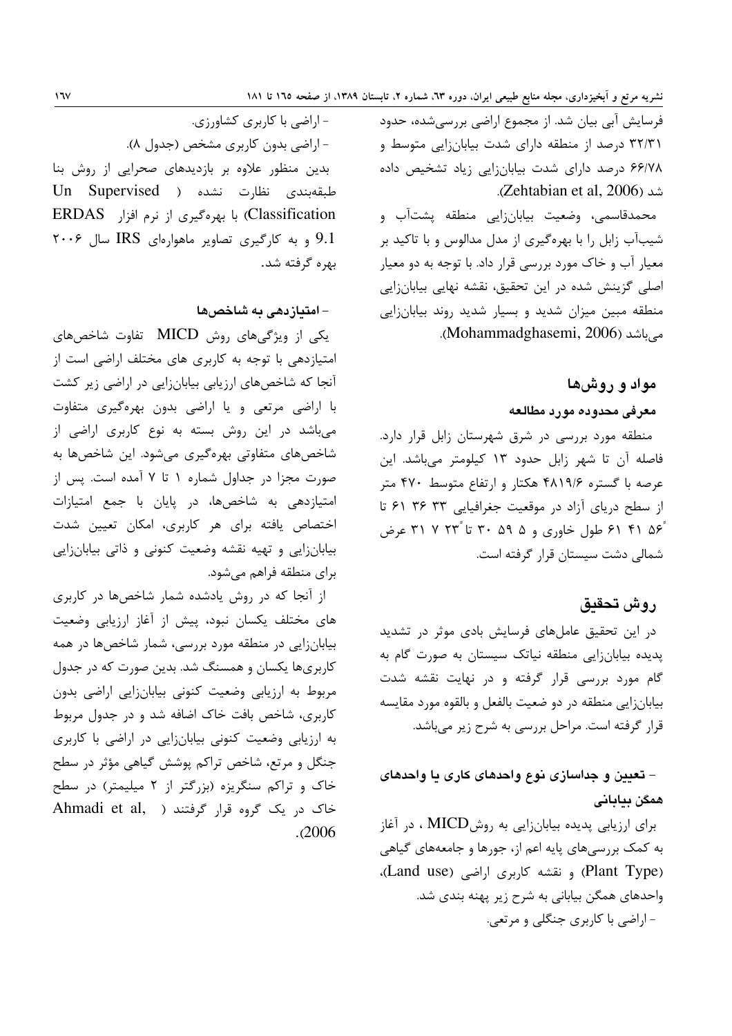فرسایش آبی بیان شد. از مجموع اراضی بررسی‌شده، حدود ۳۲/۳۱ درصد از منطقه دارای شدت بیابان‌زایی متوسط و ۶۶/۷۸ درصد دارای شدت بیابان‌زایی زیاد تشخیص داده شد (Zehtabian et al, 2006).

محمدقاسمی، وضعیت بیابان‌زایی منطقه پشت‌آب و شیب‌آب زابل را با بهره‌گیری از مدل مدالوس و با تاکید بر معیار آب و خاک مورد بررسی قرار داد. با توجه به دو معیار اصلی گزینش شده در این تحقیق، نقشه نهایی بیابان‌زایی منطقه مبین میزان شدید و بسیار شدید روند بیابان‌زایی می‌باشد (Mohammadghasemi, 2006).

## مواد و روش‌ها

### معرفی محدوده مورد مطالعه

منطقه مورد بررسی در شرق شهرستان زابل قرار دارد. فاصله آن تا شهر زابل حدود ۱۳ کیلومتر می‌باشد. این عرصه با گستره ۴۸۱۹/۶ هکتار و ارتفاع متوسط ۴۷۰ متر از سطح دریای آزاد در موقعیت جغرافیایی ۳۳ ۳۶ ۶۱ تا ۵۶ ۴۱ ۶۱ طول خاوری و ۵ ۵۹ ۳۰ تا ۲۳ ۷ ۳۱ عرض شمالی دشت سیستان قرار گرفته است.

## روش تحقیق

در این تحقیق عامل‌های فرسایش بادی موثر در تشدید پدیده بیابان‌زایی منطقه نیاتک سیستان به صورت گام به گام مورد بررسی قرار گرفته و در نهایت نقشه شدت بیابان‌زایی منطقه در دو ضعیت بالفعل و بالقوه مورد مقایسه قرار گرفته است. مراحل بررسی به شرح زیر می‌باشد.

### - تعیین و جداسازی نوع واحدهای کاری یا واحدهای همگن بیابانی

برای ارزیابی پدیده بیابان‌زایی به روشMICD ، در آغاز به کمک بررسی‌های پایه اعم از، جورها و جامعه‌های گیاهی (Plant Type) و نقشه کاربری اراضی (Land use)، واحدهای همگن بیابانی به شرح زیر پهنه بندی شد.

- اراضی با کاربری جنگلی و مرتعی.
- اراضی با کاربری کشاورزی.
- اراضی بدون کاربری مشخص (جدول ۸).

بدین منظور علاوه بر بازدیدهای صحرایی از روش بنا طبقه‌بندی نظارت نشده (Un Supervised Classification) با بهره‌گیری از نرم افزار ERDAS 9.1 و به کارگیری تصاویر ماهواره‌ای IRS سال ۲۰۰۶ بهره گرفته شد.

### - امتیازدهی به شاخص‌ها

یکی از ویژگی‌های روش MICD تفاوت شاخص‌های امتیازدهی با توجه به کاربری های مختلف اراضی است از آنجا که شاخص‌های ارزیابی بیابان‌زایی در اراضی زیر کشت با اراضی مرتعی و یا اراضی بدون بهره‌گیری متفاوت می‌باشد در این روش بسته به نوع کاربری اراضی از شاخص‌های متفاوتی بهره‌گیری می‌شود. این شاخص‌ها به صورت مجزا در جداول شماره ۱ تا ۷ آمده است. پس از امتیازدهی به شاخص‌ها، در پایان با جمع امتیازات اختصاص یافته برای هر کاربری، امکان تعیین شدت بیابان‌زایی و تهیه نقشه وضعیت کنونی و ذاتی بیابان‌زایی برای منطقه فراهم می‌شود.

از آنجا که در روش یادشده شمار شاخص‌ها در کاربری های مختلف یکسان نبود، پیش از آغاز ارزیابی وضعیت بیابان‌زایی در منطقه مورد بررسی، شمار شاخص‌ها در همه کاربری‌ها یکسان و همسنگ شد. بدین صورت که در جدول مربوط به ارزیابی وضعیت کنونی بیابان‌زایی اراضی بدون کاربری، شاخص بافت خاک اضافه شد و در جدول مربوط به ارزیابی وضعیت کنونی بیابان‌زایی در اراضی با کاربری جنگل و مرتع، شاخص تراکم پوشش گیاهی مؤثر در سطح خاک و تراکم سنگریزه (بزرگتر از ۲ میلیمتر) در سطح خاک در یک گروه قرار گرفتند (Ahmadi et al, 2006).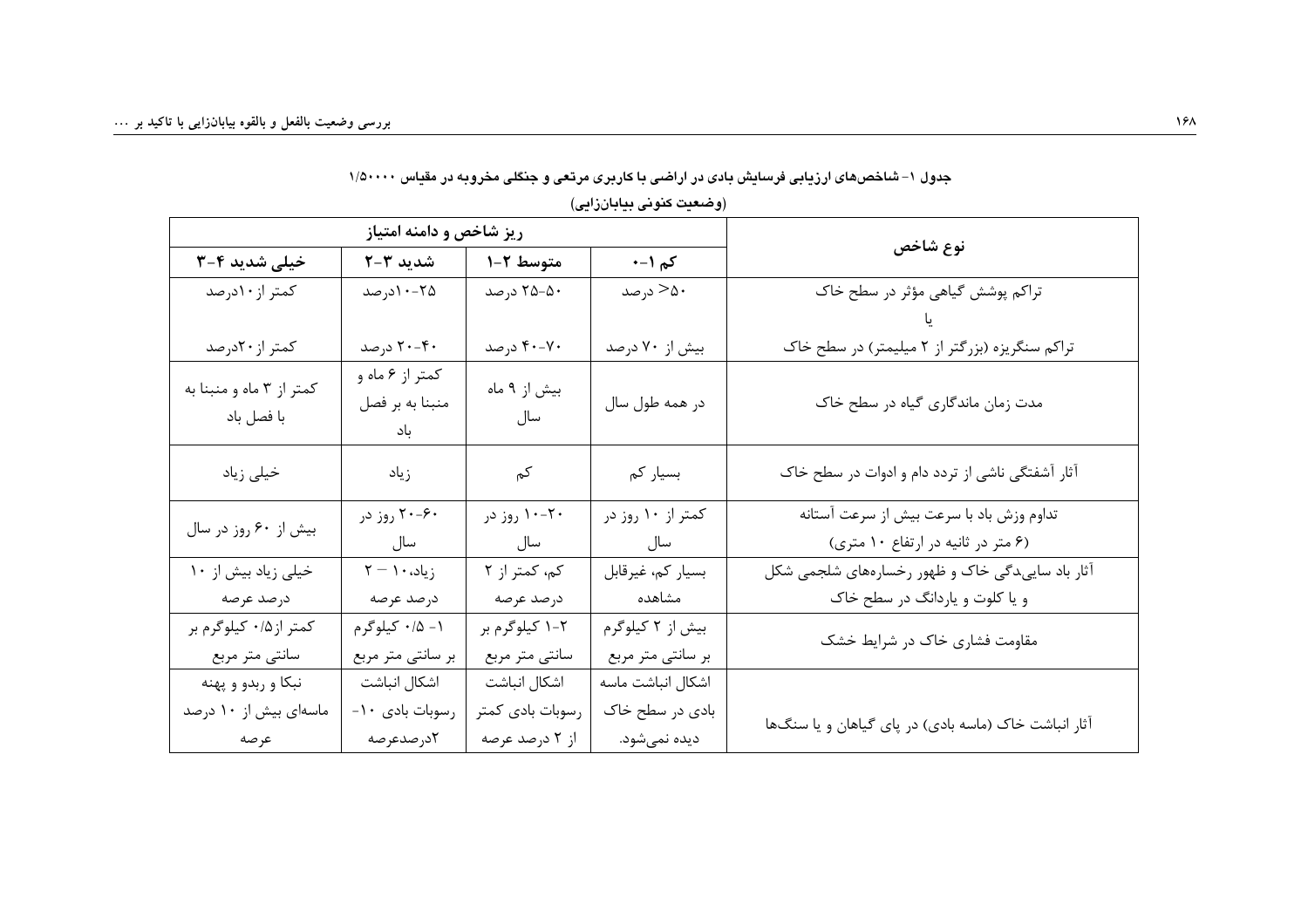جدول ۱- شاخص‌های ارزیابی فرسایش بادی در اراضی با کاربری مرتعی و جنگلی مخروبه در مقیاس ۱/۵۰۰۰۰ (وضعیت کنونی بیابان‌زایی)

| نوع شاخص | ریز شاخص و دامنه امتیاز | | | |
|---|---|---|---|---|
| | کم ۱-۰ | متوسط ۲-۱ | شدید ۳-۲ | خیلی شدید ۴-۳ |
| تراکم پوشش گیاهی مؤثر در سطح خاک یا تراکم سنگریزه (بزرگتر از ۲ میلیمتر) در سطح خاک | ۵۰< درصد / بیش از ۷۰ درصد | ۵۰-۲۵ درصد / ۷۰-۴۰ درصد | ۲۵-۱۰درصد / ۴۰-۲۰ درصد | کمتر از ۱۰درصد / کمتر از ۲۰درصد |
| مدت زمان ماندگاری گیاه در سطح خاک | در همه طول سال | بیش از ۹ ماه سال | کمتر از ۶ ماه و منبنا به بر فصل باد | کمتر از ۳ ماه و منبنا به با فصل باد |
| آثار آشفتگی ناشی از تردد دام و ادوات در سطح خاک | بسیار کم | کم | زیاد | خیلی زیاد |
| تداوم وزش باد با سرعت بیش از سرعت آستانه (۶ متر در ثانیه در ارتفاع ۱۰ متری) | کمتر از ۱۰ روز در سال | ۲۰-۱۰ روز در سال | ۶۰-۲۰ روز در سال | بیش از ۶۰ روز در سال |
| آثار باد سایی‌دگی خاک و ظهور رخساره‌های شلجمی شکل و یا کلوت و یاردانگ در سطح خاک | بسیار کم، غیرقابل مشاهده | کم، کمتر از ۲ درصد عرصه | زیاد، ۱۰ — ۲ درصد عرصه | خیلی زیاد بیش از ۱۰ درصد عرصه |
| مقاومت فشاری خاک در شرایط خشک | بیش از ۲ کیلوگرم بر سانتی متر مربع | ۲-۱ کیلوگرم بر سانتی متر مربع | ۱- ۰/۵ کیلوگرم بر سانتی متر مربع | کمتر از۰/۵ کیلوگرم بر سانتی متر مربع |
| آثار انباشت خاک (ماسه بادی) در پای گیاهان و یا سنگ‌ها | اشکال انباشت ماسه بادی در سطح خاک دیده نمی‌شود. | اشکال انباشت رسوبات بادی کمتر از ۲ درصد عرصه | اشکال انباشت رسوبات بادی ۱۰- ۲درصدعرصه | نبکا و ربدو و پهنه ماسه‌ای بیش از ۱۰ درصد عرصه |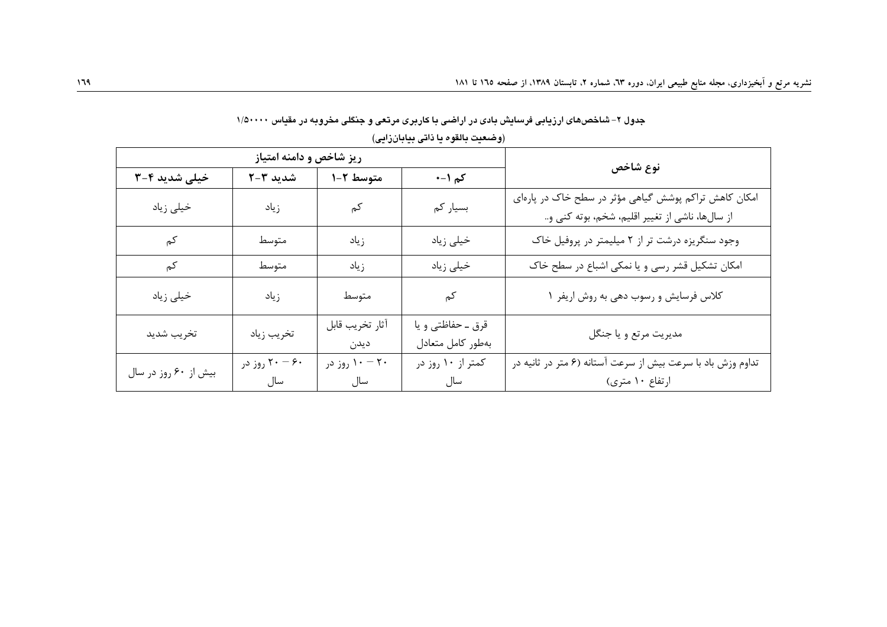**جدول ۲- شاخص‌های ارزیابی فرسایش بادی در اراضی با کاربری مرتعی و جنگلی مخروبه در مقیاس ۱/۵۰۰۰۰**
**(وضعیت بالقوه یا ذاتی بیابان‌زایی)**

| نوع شاخص | ریز شاخص و دامنه امتیاز | | | |
|---|---|---|---|---|
| | کم ۱-۰ | متوسط ۲-۱ | شدید ۳-۲ | خیلی شدید ۴-۳ |
| امکان کاهش تراکم پوشش گیاهی مؤثر در سطح خاک در پاره‌ای از سال‌ها، ناشی از تغییر اقلیم، شخم، بوته کنی و.. | بسیار کم | کم | زیاد | خیلی زیاد |
| وجود سنگریزه درشت تر از ۲ میلیمتر در پروفیل خاک | خیلی زیاد | زیاد | متوسط | کم |
| امکان تشکیل قشر رسی و یا نمکی اشباع در سطح خاک | خیلی زیاد | زیاد | متوسط | کم |
| کلاس فرسایش و رسوب دهی به روش اریفر ۱ | کم | متوسط | زیاد | خیلی زیاد |
| مدیریت مرتع و یا جنگل | قرق ـ حفاظتی و یا به‌طور کامل متعادل | آثار تخریب قابل دیدن | تخریب زیاد | تخریب شدید |
| تداوم وزش باد با سرعت بیش از سرعت آستانه (۶ متر در ثانیه در ارتفاع ۱۰ متری) | کمتر از ۱۰ روز در سال | ۲۰ – ۱۰ روز در سال | ۶۰ – ۲۰ روز در سال | بیش از ۶۰ روز در سال |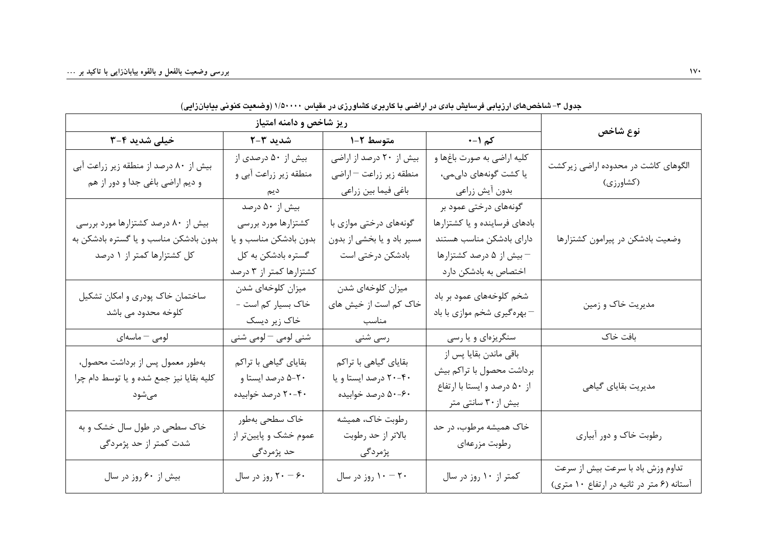جدول ۳- شاخص‌های ارزیابی فرسایش بادی در اراضی با کاربری کشاورزی در مقیاس ۱/۵۰۰۰۰ (وضعیت کنونی بیابان‌زایی)

| نوع شاخص | ریز شاخص و دامنه امتیاز | | | |
|---|---|---|---|---|
| | کم ۱-۰ | متوسط ۲-۱ | شدید ۳-۲ | خیلی شدید ۴-۳ |
| الگوهای کاشت در محدوده اراضی زیرکشت (کشاورزی) | کلیه اراضی به صورت باغ‌ها و یا کشت گونه‌های دایمی، بدون آیش زراعی | بیش از ۲۰ درصد از اراضی منطقه زیر زراعت – اراضی باغی فیما بین زراعی | بیش از ۵۰ درصدی از منطقه زیر زراعت آبی و دیم | بیش از ۸۰ درصد از منطقه زیر زراعت آبی و دیم اراضی باغی جدا و دور از هم |
| وضعیت بادشکن در پیرامون کشتزارها | گونه‌های درختی عمود بر بادهای فرساینده و یا کشتزارها دارای بادشکن مناسب هستند – بیش از ۵ درصد کشتزارها اختصاص به بادشکن دارد | گونه‌های درختی موازی با مسیر باد و یا بخشی از بدون بادشکن درختی است | بیش از ۵۰ درصد کشتزارها مورد بررسی بدون بادشکن مناسب و یا گستره بادشکن به کل کشتزارها کمتر از ۳ درصد | بیش از ۸۰ درصد کشتزارها مورد بررسی بدون بادشکن مناسب و یا گستره بادشکن به کل کشتزارها کمتر از ۱ درصد |
| مدیریت خاک و زمین | شخم کلوخه‌های عمود بر باد – بهره‌گیری شخم موازی با باد | میزان کلوخه‌ای شدن خاک کم است از خیش های مناسب | میزان کلوخه‌ای شدن خاک بسیار کم است - خاک زیر دیسک | ساختمان خاک پودری و امکان تشکیل کلوخه محدود می باشد |
| بافت خاک | سنگریزه‌ای و یا رسی | رسی شنی | شنی لومی – لومی شنی | لومی – ماسه‌ای |
| مدیریت بقایای گیاهی | باقی ماندن بقایا پس از برداشت محصول با تراکم بیش از ۵۰ درصد و ایستا با ارتفاع بیش از ۳۰ سانتی متر | بقایای گیاهی با تراکم ۴۰-۲۰ درصد ایستا و یا ۶۰-۵۰ درصد خوابیده | بقایای گیاهی با تراکم ۲۰-۵ درصد ایستا و ۴۰-۲۰ درصد خوابیده | به‌طور معمول پس از برداشت محصول، کلیه بقایا نیز جمع شده و یا توسط دام چرا می‌شود |
| رطوبت خاک و دور آبیاری | خاک همیشه مرطوب، در حد رطوبت مزرعه‌ای | رطوبت خاک، همیشه بالاتر از حد رطوبت پژمردگی | خاک سطحی به‌طور عموم خشک و پایین‌تر از حد پژمردگی | خاک سطحی در طول سال خشک و به شدت کمتر از حد پژمردگی |
| تداوم وزش باد با سرعت بیش از سرعت آستانه (۶ متر در ثانیه در ارتفاع ۱۰ متری) | کمتر از ۱۰ روز در سال | ۲۰ – ۱۰ روز در سال | ۶۰ – ۲۰ روز در سال | بیش از ۶۰ روز در سال |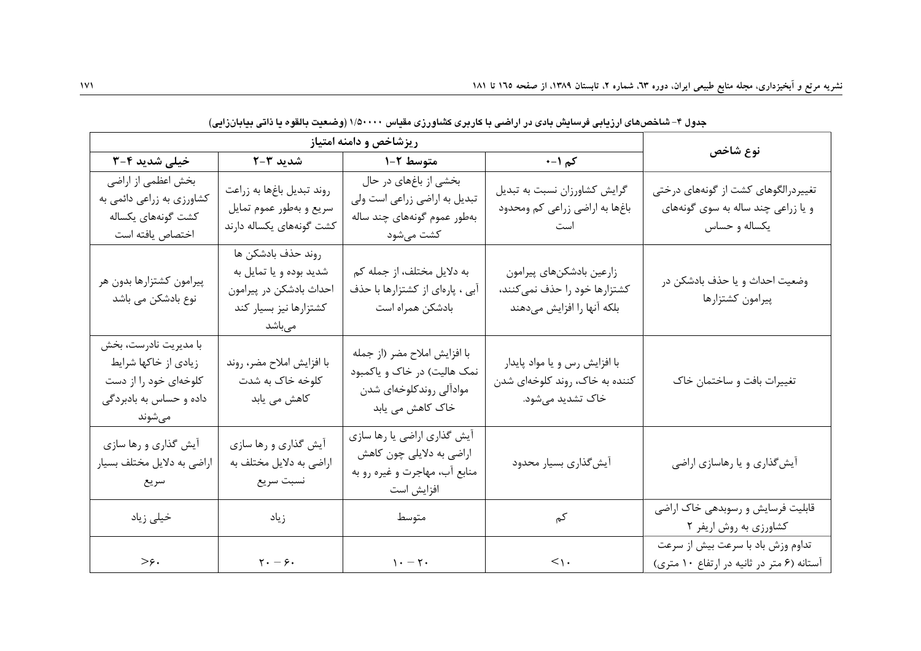جدول ۴- شاخص‌های ارزیابی فرسایش بادی در اراضی با کاربری کشاورزی مقیاس ۱/۵۰۰۰۰ (وضعیت بالقوه یا ذاتی بیابان‌زایی)

| نوع شاخص | ریزشاخص و دامنه امتیاز | | | |
|---|---|---|---|---|
| | کم ۱-۰ | متوسط ۲-۱ | شدید ۳-۲ | خیلی شدید ۴-۳ |
| تغییردرالگوهای کشت از گونه‌های درختی و یا زراعی چند ساله به سوی گونه‌های یکساله و حساس | گرایش کشاورزان نسبت به تبدیل باغ‌ها به اراضی زراعی کم ومحدود است | بخشی از باغ‌های در حال تبدیل به اراضی زراعی است ولی به‌طور عموم گونه‌های چند ساله کشت می‌شود | روند تبدیل باغ‌ها به زراعت سریع و به‌طور عموم تمایل کشت گونه‌های یکساله دارند | بخش اعظمی از اراضی کشاورزی به زراعی دائمی به کشت گونه‌های یکساله اختصاص یافته است |
| وضعیت احداث و یا حذف بادشکن در پیرامون کشتزارها | زارعین بادشکن‌های پیرامون کشتزارها خود را حذف نمی‌کنند، بلکه آنها را افزایش می‌دهند | به دلایل مختلف، از جمله کم آبی ، پاره‌ای از کشتزارها با حذف بادشکن همراه است | روند حذف بادشکن ها شدید بوده و یا تمایل به احداث بادشکن در پیرامون کشتزارها نیز بسیار کند می‌باشد | پیرامون کشتزارها بدون هر نوع بادشکن می باشد |
| تغییرات بافت و ساختمان خاک | با افزایش رس و یا مواد پایدار کننده به خاک، روند کلوخه‌ای شدن خاک تشدید می‌شود. | با افزایش املاح مضر (از جمله نمک هالیت) در خاک و یاکمبود موادآلی روندکلوخه‌ای شدن خاک کاهش می یابد | با افزایش املاح مضر، روند کلوخه خاک به شدت کاهش می یابد | با مدیریت نادرست، بخش زیادی از خاکها شرایط کلوخه‌ای خود را از دست داده و حساس به بادبردگی می‌شوند |
| آیش‌گذاری و یا رهاسازی اراضی | آیش‌گذاری بسیار محدود | آیش گذاری اراضی یا رها سازی اراضی به دلایلی چون کاهش منابع آب، مهاجرت و غیره رو به افزایش است | آیش گذاری و رها سازی اراضی به دلایل مختلف به نسبت سریع | آیش گذاری و رها سازی اراضی به دلایل مختلف بسیار سریع |
| قابلیت فرسایش و رسوبدهی خاک اراضی کشاورزی به روش اریفر ۲ | کم | متوسط | زیاد | خیلی زیاد |
| تداوم وزش باد با سرعت بیش از سرعت آستانه (۶ متر در ثانیه در ارتفاع ۱۰ متری) | $<۱۰$ | $۱۰-۲۰$ | $۲۰-۶۰$ | $>۶۰$ |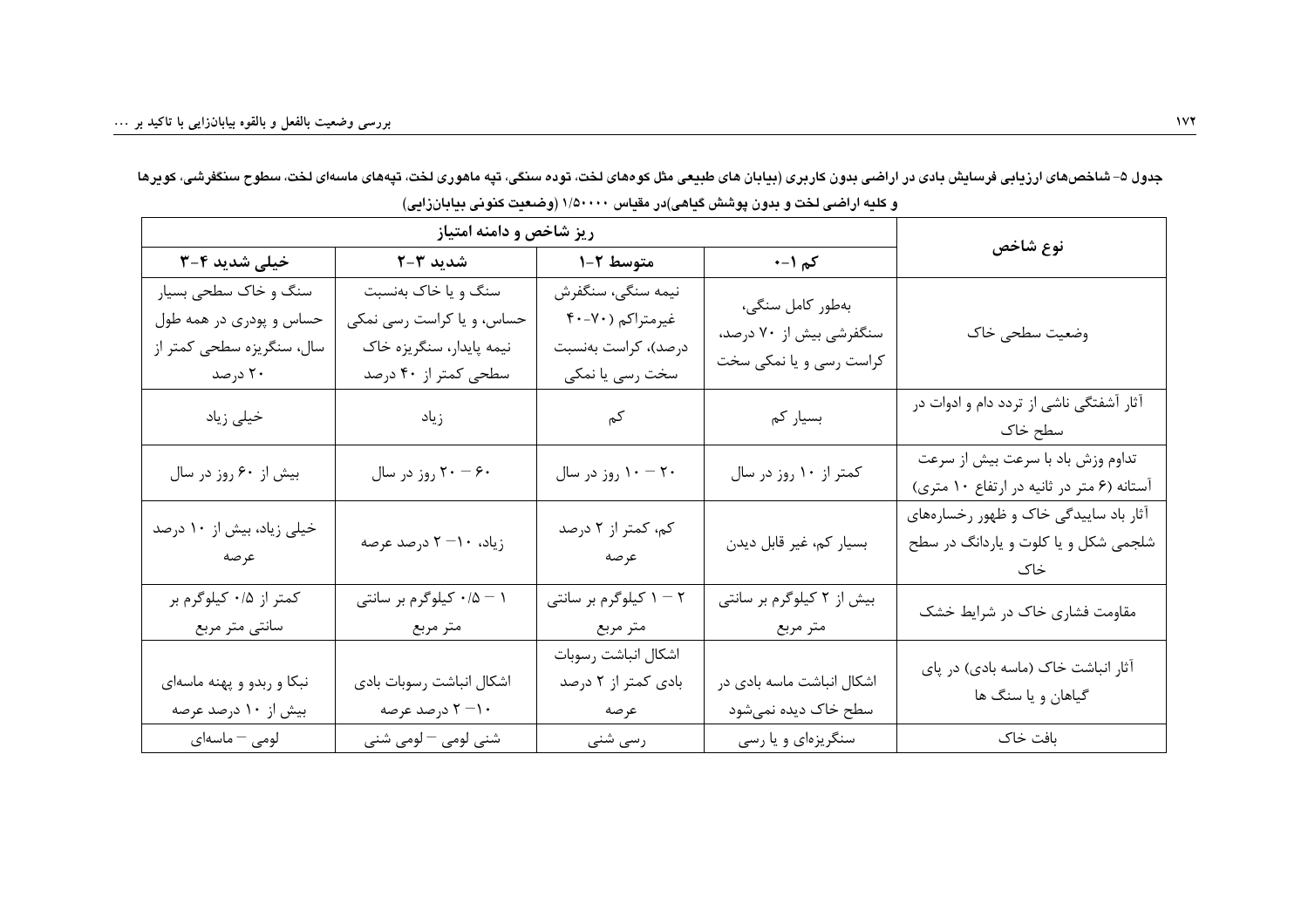جدول ۵- شاخص‌های ارزیابی فرسایش بادی در اراضی بدون کاربری (بیابان های طبیعی مثل کوه‌های لخت، توده سنگی، تپه ماهوری لخت، تپه‌های ماسه‌ای لخت، سطوح سنگفرشی، کویرها و کلیه اراضی لخت و بدون پوشش گیاهی)در مقیاس ۱/۵۰۰۰۰ (وضعیت کنونی بیابان‌زایی)

| نوع شاخص | ریز شاخص و دامنه امتیاز | | | |
|---|---|---|---|---|
| | کم ۱-۰ | متوسط ۲-۱ | شدید ۳-۲ | خیلی شدید ۴-۳ |
| وضعیت سطحی خاک | به‌طور کامل سنگی، سنگفرشی بیش از ۷۰ درصد، کراست رسی و یا نمکی سخت | نیمه سنگی، سنگفرش غیرمتراکم (۷۰-۴۰ درصد)، کراست به‌نسبت سخت رسی یا نمکی | سنگ و یا خاک به‌نسبت حساس، و یا کراست رسی نمکی نیمه پایدار، سنگریزه خاک سطحی کمتر از ۴۰ درصد | سنگ و خاک سطحی بسیار حساس و پودری در همه طول سال، سنگریزه سطحی کمتر از ۲۰ درصد |
| آثار آشفتگی ناشی از تردد دام و ادوات در سطح خاک | بسیار کم | کم | زیاد | خیلی زیاد |
| تداوم وزش باد با سرعت بیش از سرعت آستانه (۶ متر در ثانیه در ارتفاع ۱۰ متری) | کمتر از ۱۰ روز در سال | ۲۰ – ۱۰ روز در سال | ۶۰ – ۲۰ روز در سال | بیش از ۶۰ روز در سال |
| آثار باد ساییدگی خاک و ظهور رخساره‌های شلجمی شکل و یا کلوت و یاردانگ در سطح خاک | بسیار کم، غیر قابل دیدن | کم، کمتر از ۲ درصد عرصه | زیاد، ۱۰– ۲ درصد عرصه | خیلی زیاد، بیش از ۱۰ درصد عرصه |
| مقاومت فشاری خاک در شرایط خشک | بیش از ۲ کیلوگرم بر سانتی متر مربع | ۲ – ۱ کیلوگرم بر سانتی متر مربع | ۱ – ۰/۵ کیلوگرم بر سانتی متر مربع | کمتر از ۰/۵ کیلوگرم بر سانتی متر مربع |
| آثار انباشت خاک (ماسه بادی) در پای گیاهان و یا سنگ ها | اشکال انباشت ماسه بادی در سطح خاک دیده نمی‌شود | اشکال انباشت رسوبات بادی کمتر از ۲ درصد عرصه | اشکال انباشت رسوبات بادی ۱۰– ۲ درصد عرصه | نبکا و ربدو و پهنه ماسه‌ای بیش از ۱۰ درصد عرصه |
| بافت خاک | سنگریزه‌ای و یا رسی | رسی شنی | شنی لومی – لومی شنی | لومی – ماسه‌ای |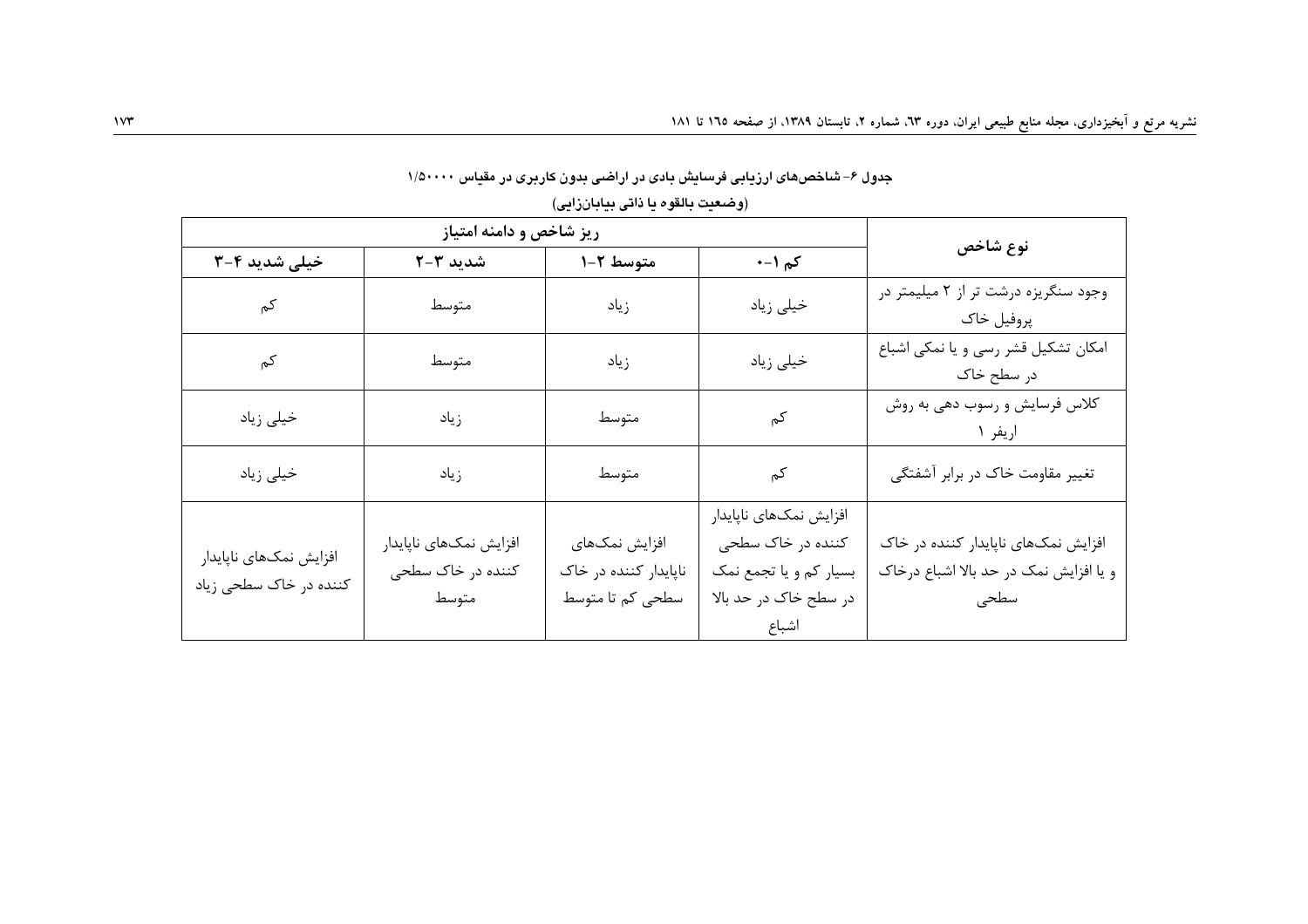**جدول ۶- شاخص‌های ارزیابی فرسایش بادی در اراضی بدون کاربری در مقیاس ۱/۵۰۰۰۰**
**(وضعیت بالقوه یا ذاتی بیابان‌زایی)**

| نوع شاخص | ریز شاخص و دامنه امتیاز | | | |
|---|---|---|---|---|
| | کم ۱-۰ | متوسط ۲-۱ | شدید ۳-۲ | خیلی شدید ۴-۳ |
| وجود سنگریزه درشت تر از ۲ میلیمتر در پروفیل خاک | خیلی زیاد | زیاد | متوسط | کم |
| امکان تشکیل قشر رسی و یا نمکی اشباع در سطح خاک | خیلی زیاد | زیاد | متوسط | کم |
| کلاس فرسایش و رسوب دهی به روش اریفر ۱ | کم | متوسط | زیاد | خیلی زیاد |
| تغییر مقاومت خاک در برابر آشفتگی | کم | متوسط | زیاد | خیلی زیاد |
| افزایش نمک‌های ناپایدار کننده در خاک و یا افزایش نمک در حد بالا اشباع درخاک سطحی | افزایش نمک‌های ناپایدار کننده در خاک سطحی بسیار کم و یا تجمع نمک در سطح خاک در حد بالا اشباع | افزایش نمک‌های ناپایدار کننده در خاک سطحی کم تا متوسط | افزایش نمک‌های ناپایدار کننده در خاک سطحی متوسط | افزایش نمک‌های ناپایدار کننده در خاک سطحی زیاد |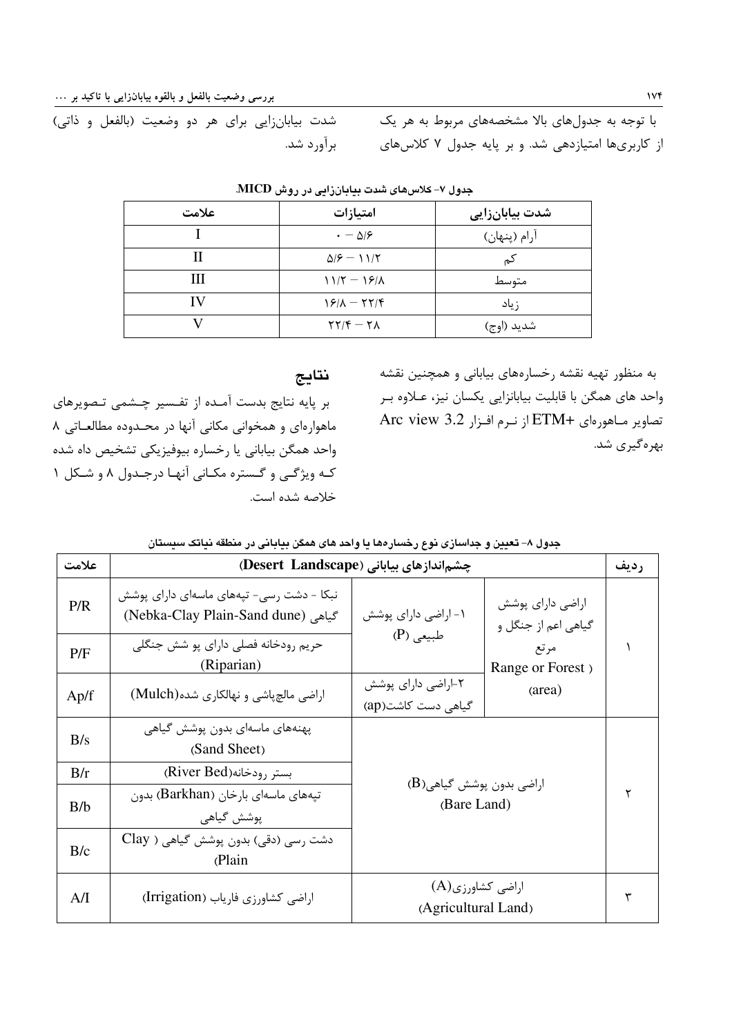با توجه به جدول‌های بالا مشخصه‌های مربوط به هر یک از کاربری‌ها امتیازدهی شد. و بر پایه جدول ۷ کلاس‌های شدت بیابان‌زایی برای هر دو وضعیت (بالفعل و ذاتی) برآورد شد.

**جدول ۷- کلاس‌های شدت بیابان‌زایی در روش MICD.**

| شدت بیابان‌زایی | امتیازات | علامت |
|---|---|---|
| آرام (پنهان) | ۰ – ۵/۶ | I |
| کم | ۵/۶ – ۱۱/۲ | II |
| متوسط | ۱۱/۲ – ۱۶/۸ | III |
| زیاد | ۱۶/۸ – ۲۲/۴ | IV |
| شدید (اوج) | ۲۲/۴ – ۲۸ | V |

به منظور تهیه نقشه رخساره‌های بیابانی و همچنین نقشه واحد های همگن با قابلیت بیابانزایی یکسان نیز، عـلاوه بـر تصاویر مـاهواره‌ای ETM+ از نـرم افـزار Arc view 3.2 بهره‌گیری شد.

## نتایج

بر پایه نتایج بدست آمـده از تفسیر چـشمی تـصویرهای ماهواره‌ای و همخوانی مکانی آنها در محـدوده مطالعـاتی ۸ واحد همگن بیابانی یا رخساره بیوفیزیکی تشخیص داه شده کـه ویژگـی و گـستره مکـانی آنهـا درجـدول ۸ و شـکل ۱ خلاصه شده است.

**جدول ۸- تعیین و جداسازی نوع رخساره‌ها یا واحد های همگن بیابانی در منطقه نیاتک سیستان**

| ردیف | چشم‌اندازهای بیابانی (Desert Landscape) | | | علامت |
|---|---|---|---|---|
| ۱ | اراضی دارای پوشش گیاهی اعم از جنگل و مرتع (Range or Forest area) | ۱- اراضی دارای پوشش طبیعی (P) | نبکا - دشت رسی- تپه‌های ماسه‌ای دارای پوشش گیاهی (Nebka-Clay Plain-Sand dune) | P/R |
| | | | حریم رودخانه فصلی دارای پو شش جنگلی (Riparian) | P/F |
| | | ۲-اراضی دارای پوشش گیاهی دست کاشت(ap) | اراضی مالچپاشی و نهالکاری شده(Mulch) | Ap/f |
| ۲ | اراضی بدون پوشش گیاهی(B) (Bare Land) | | پهنه‌های ماسه‌ای بدون پوشش گیاهی (Sand Sheet) | B/s |
| | | | بستر رودخانه(River Bed) | B/r |
| | | | تپه‌های ماسه‌ای بارخان (Barkhan) بدون پوشش گیاهی | B/b |
| | | | دشت رسی (دقی) بدون پوشش گیاهی ( Clay Plain) | B/c |
| ۳ | اراضی کشاورزی(A) (Agricultural Land) | | اراضی کشاورزی فاریاب (Irrigation) | A/I |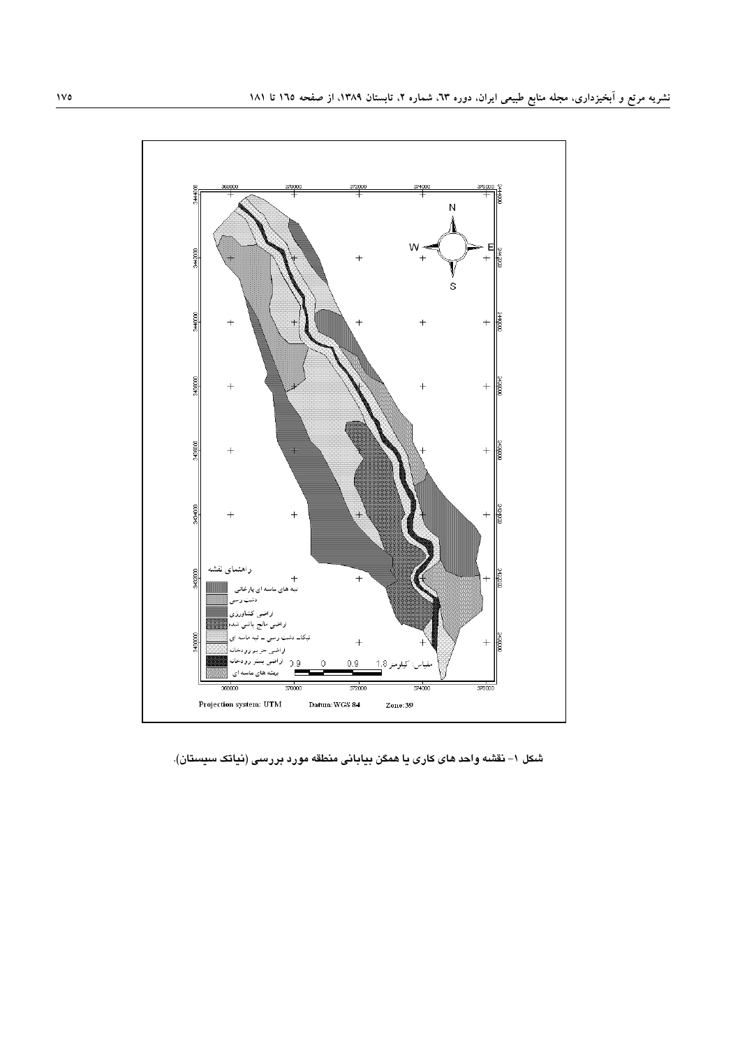شکل ۱- نقشه واحد های کاری یا همگن بیابانی منطقه مورد بررسی (نیاتک سیستان).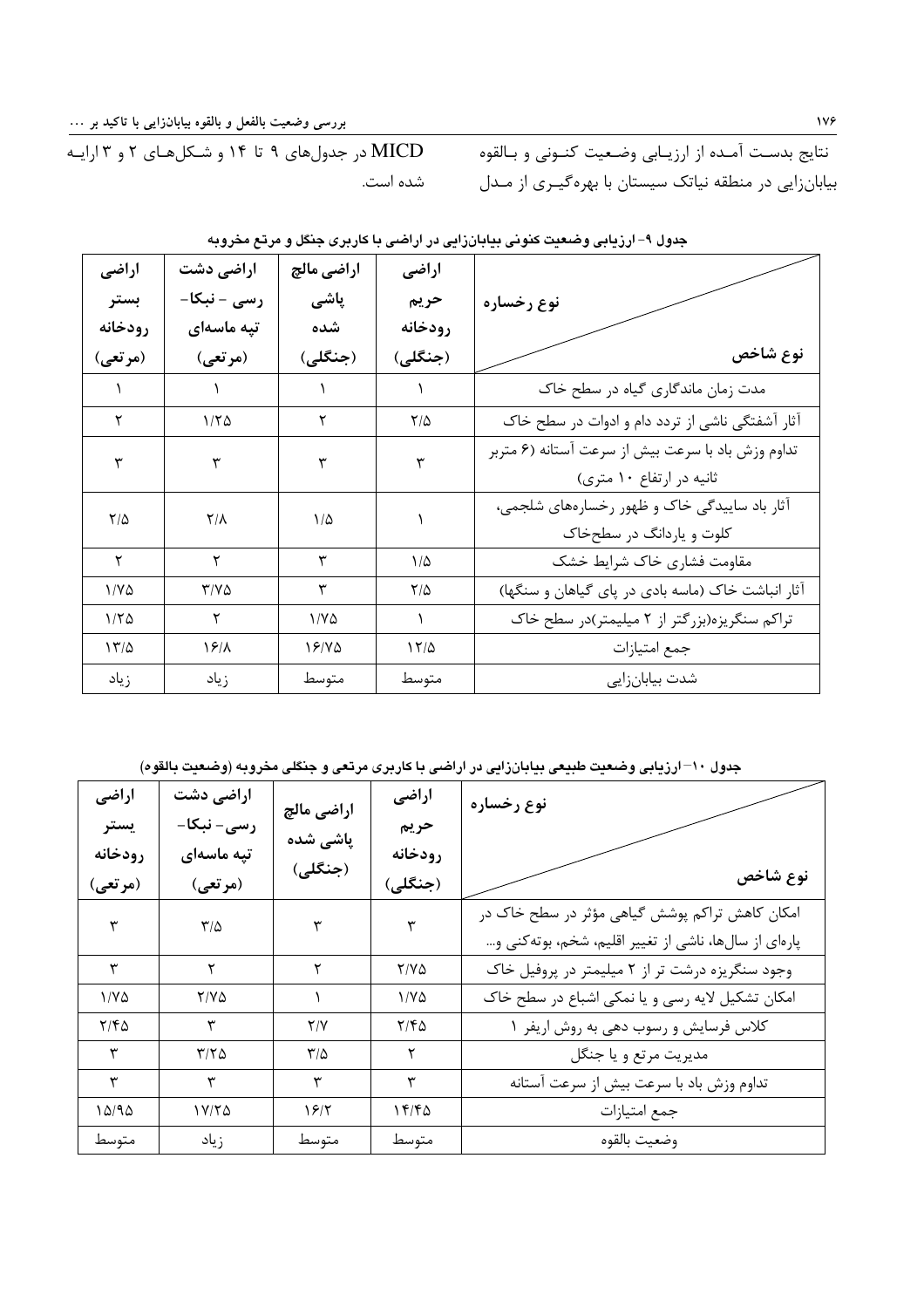نتایج بدست آمده از ارزیابی وضعیت کنونی و بالقوه بیابان‌زایی در منطقه نیاتک سیستان با بهره‌گیری از مدل MICD در جدول‌های ۹ تا ۱۴ و شکل‌های ۲ و ۳ ارایه شده است.

**جدول ۹- ارزیابی وضعیت کنونی بیابان‌زایی در اراضی با کاربری جنگل و مرتع مخروبه**

| نوع شاخص / نوع رخساره | اراضی حریم رودخانه (جنگلی) | اراضی مالچ پاشی شده (جنگلی) | اراضی دشت رسی - نبکا- تپه ماسه‌ای (مرتعی) | اراضی بستر رودخانه (مرتعی) |
|---|---|---|---|---|
| مدت زمان ماندگاری گیاه در سطح خاک | ۱ | ۱ | ۱ | ۱ |
| آثار آشفتگی ناشی از تردد دام و ادوات در سطح خاک | ۲/۵ | ۲ | ۱/۲۵ | ۲ |
| تداوم وزش باد با سرعت بیش از سرعت آستانه (۶ متربر ثانیه در ارتفاع ۱۰ متری) | ۳ | ۳ | ۳ | ۳ |
| آثار باد ساییدگی خاک و ظهور رخساره‌های شلجمی، کلوت و یاردانگ در سطح‌خاک | ۱ | ۱/۵ | ۲/۸ | ۲/۵ |
| مقاومت فشاری خاک شرایط خشک | ۱/۵ | ۳ | ۲ | ۲ |
| آثار انباشت خاک (ماسه بادی در پای گیاهان و سنگها) | ۲/۵ | ۳ | ۳/۷۵ | ۱/۷۵ |
| تراکم سنگریزه(بزرگتر از ۲ میلیمتر)در سطح خاک | ۱ | ۱/۷۵ | ۲ | ۱/۲۵ |
| جمع امتیازات | ۱۲/۵ | ۱۶/۷۵ | ۱۶/۸ | ۱۳/۵ |
| شدت بیابان‌زایی | متوسط | متوسط | زیاد | زیاد |

**جدول ۱۰- ارزیابی وضعیت طبیعی بیابان‌زایی در اراضی با کاربری مرتعی و جنگلی مخروبه (وضعیت بالقوه)**

| نوع شاخص / نوع رخساره | اراضی حریم رودخانه (جنگلی) | اراضی مالچ پاشی شده (جنگلی) | اراضی دشت رسی- نبکا- تپه ماسه‌ای (مرتعی) | اراضی بستر رودخانه (مرتعی) |
|---|---|---|---|---|
| امکان کاهش تراکم پوشش گیاهی مؤثر در سطح خاک در پاره‌ای از سال‌ها، ناشی از تغییر اقلیم، شخم، بوته‌کنی و... | ۳ | ۳ | ۳/۵ | ۳ |
| وجود سنگریزه درشت تر از ۲ میلیمتر در پروفیل خاک | ۲/۷۵ | ۲ | ۲ | ۳ |
| امکان تشکیل لایه رسی و یا نمکی اشباع در سطح خاک | ۱/۷۵ | ۱ | ۲/۷۵ | ۱/۷۵ |
| کلاس فرسایش و رسوب دهی به روش اریفر ۱ | ۲/۴۵ | ۲/۷ | ۳ | ۲/۴۵ |
| مدیریت مرتع و یا جنگل | ۲ | ۳/۵ | ۳/۲۵ | ۳ |
| تداوم وزش باد با سرعت بیش از سرعت آستانه | ۳ | ۳ | ۳ | ۳ |
| جمع امتیازات | ۱۴/۴۵ | ۱۶/۲ | ۱۷/۲۵ | ۱۵/۹۵ |
| وضعیت بالقوه | متوسط | متوسط | زیاد | متوسط |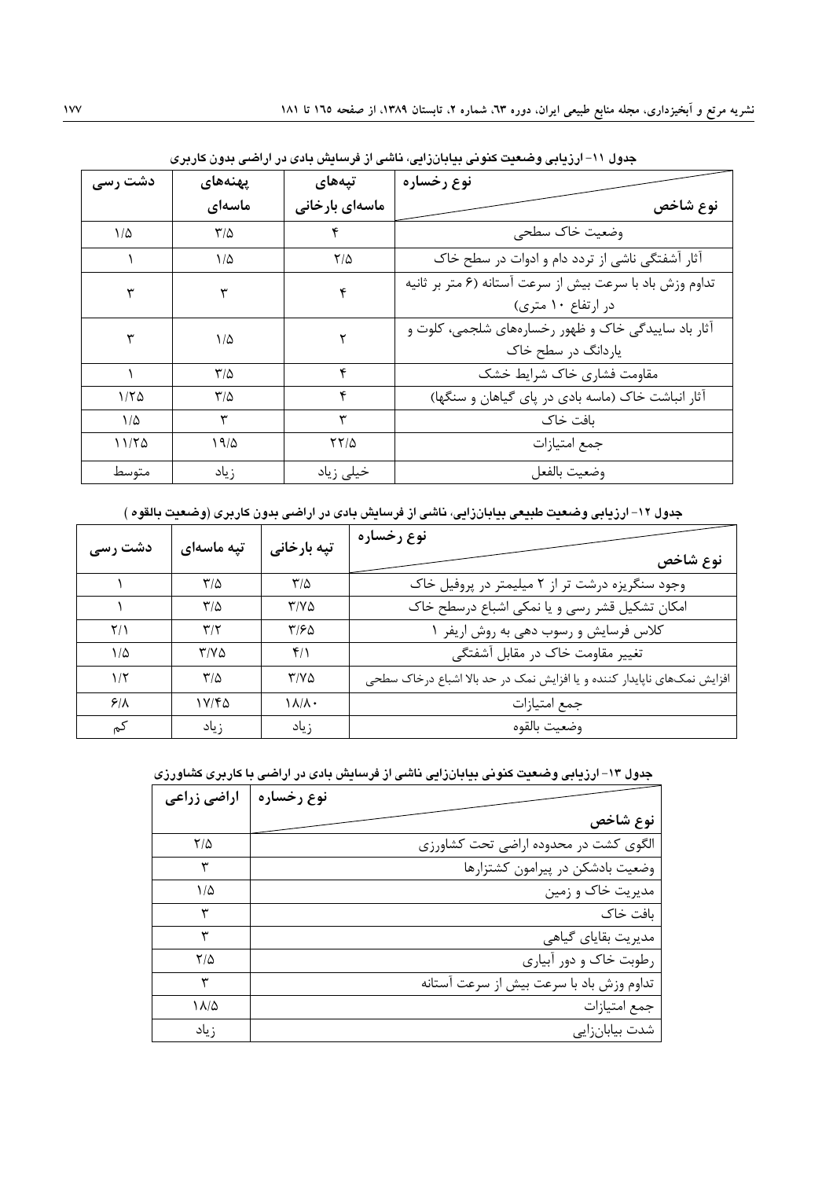جدول ۱۱- ارزیابی وضعیت کنونی بیابان‌زایی، ناشی از فرسایش بادی در اراضی بدون کاربری

| نوع شاخص / نوع رخساره | تپه‌های ماسه‌ای بارخانی | پهنه‌های ماسه‌ای | دشت رسی |
|---|---|---|---|
| وضعیت خاک سطحی | ۴ | ۳/۵ | ۱/۵ |
| آثار آشفتگی ناشی از تردد دام و ادوات در سطح خاک | ۲/۵ | ۱/۵ | ۱ |
| تداوم وزش باد با سرعت بیش از سرعت آستانه (۶ متر بر ثانیه در ارتفاع ۱۰ متری) | ۴ | ۳ | ۳ |
| آثار باد ساییدگی خاک و ظهور رخساره‌های شلجمی، کلوت و یاردانگ در سطح خاک | ۲ | ۱/۵ | ۳ |
| مقاومت فشاری خاک شرایط خشک | ۴ | ۳/۵ | ۱ |
| آثار انباشت خاک (ماسه بادی در پای گیاهان و سنگها) | ۴ | ۳/۵ | ۱/۲۵ |
| بافت خاک | ۳ | ۳ | ۱/۵ |
| جمع امتیازات | ۲۲/۵ | ۱۹/۵ | ۱۱/۲۵ |
| وضعیت بالفعل | خیلی زیاد | زیاد | متوسط |

جدول ۱۲- ارزیابی وضعیت طبیعی بیابان‌زایی، ناشی از فرسایش بادی در اراضی بدون کاربری (وضعیت بالقوه )

| نوع شاخص / نوع رخساره | تپه بارخانی | تپه ماسه‌ای | دشت رسی |
|---|---|---|---|
| وجود سنگریزه درشت تر از ۲ میلیمتر در پروفیل خاک | ۳/۵ | ۳/۵ | ۱ |
| امکان تشکیل قشر رسی و یا نمکی اشباع درسطح خاک | ۳/۷۵ | ۳/۵ | ۱ |
| کلاس فرسایش و رسوب دهی به روش اریفر ۱ | ۳/۶۵ | ۳/۲ | ۲/۱ |
| تغییر مقاومت خاک در مقابل آشفتگی | ۴/۱ | ۳/۷۵ | ۱/۵ |
| افزایش نمک‌های ناپایدار کننده و یا افزایش نمک در حد بالا اشباع درخاک سطحی | ۳/۷۵ | ۳/۵ | ۱/۲ |
| جمع امتیازات | ۱۸/۸۰ | ۱۷/۴۵ | ۶/۸ |
| وضعیت بالقوه | زیاد | زیاد | کم |

جدول ۱۳- ارزیابی وضعیت کنونی بیابان‌زایی ناشی از فرسایش بادی در اراضی با کاربری کشاورزی

| نوع شاخص / نوع رخساره | اراضی زراعی |
|---|---|
| الگوی کشت در محدوده اراضی تحت کشاورزی | ۲/۵ |
| وضعیت بادشکن در پیرامون کشتزارها | ۳ |
| مدیریت خاک و زمین | ۱/۵ |
| بافت خاک | ۳ |
| مدیریت بقایای گیاهی | ۳ |
| رطوبت خاک و دور آبیاری | ۲/۵ |
| تداوم وزش باد با سرعت بیش از سرعت آستانه | ۳ |
| جمع امتیازات | ۱۸/۵ |
| شدت بیابان‌زایی | زیاد |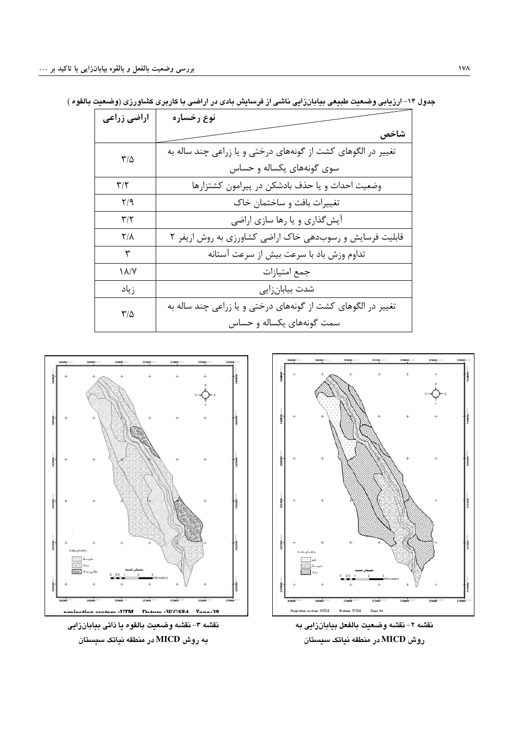جدول ۱۴- ارزیابی وضعیت طبیعی بیابان‌زایی ناشی از فرسایش بادی در اراضی با کاربری کشاورزی (وضعیت بالقوه )

| شاخص / نوع رخساره | اراضی زراعی |
|---|---|
| تغییر در الگوهای کشت از گونه‌های درختی و یا زراعی چند ساله به سوی گونه‌های یکساله و حساس | ۳/۵ |
| وضعیت احداث و یا حذف بادشکن در پیرامون کشتزارها | ۳/۲ |
| تغییرات بافت و ساختمان خاک | ۲/۹ |
| آیش‌گذاری و یا رها سازی اراضی | ۳/۲ |
| قابلیت فرسایش و رسوب‌دهی خاک اراضی کشاورزی به روش اریفر ۲ | ۲/۸ |
| تداوم وزش باد با سرعت بیش از سرعت آستانه | ۳ |
| جمع امتیازات | ۱۸/۷ |
| شدت بیابان‌زایی | زیاد |
| تغییر در الگوهای کشت از گونه‌های درختی و یا زراعی چند ساله به سمت گونه‌های یکساله و حساس | ۳/۵ |

نقشه ۲- نقشه وضعیت بالفعل بیابان‌زایی به روش MICD در منطقه نیاتک سیستان

نقشه ۳- نقشه وضعیت بالقوه یا ذاتی بیابان‌زایی به روش MICD در منطقه نیاتک سیستان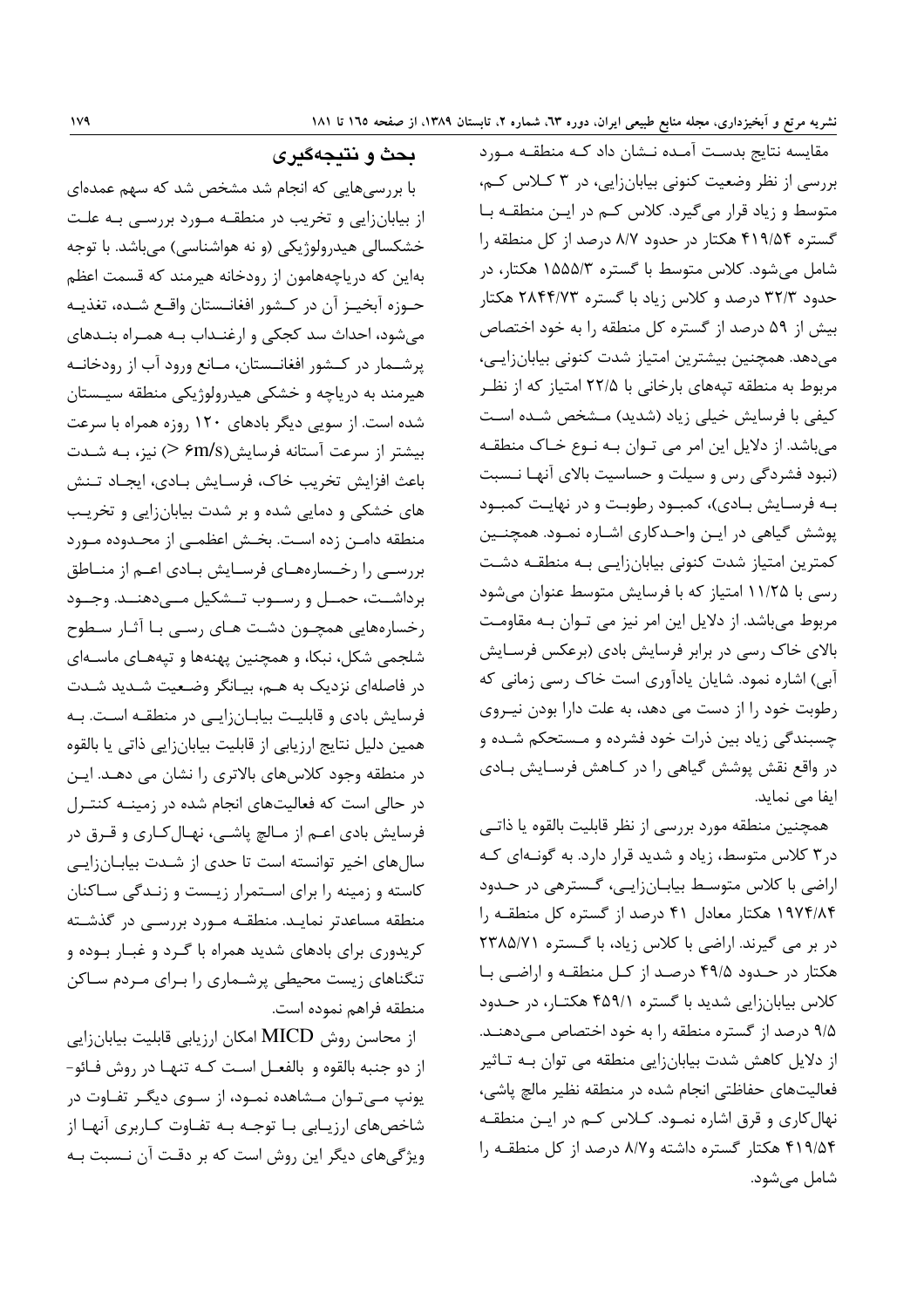مقایسه نتایج بدست آمده نشان داد که منطقه مورد بررسی از نظر وضعیت کنونی بیابان‌زایی، در ۳ کلاس کم، متوسط و زیاد قرار می‌گیرد. کلاس کم در این منطقه با گستره ۴۱۹/۵۴ هکتار در حدود ۸/۷ درصد از کل منطقه را شامل می‌شود. کلاس متوسط با گستره ۱۵۵۵/۳ هکتار، در حدود ۳۲/۳ درصد و کلاس زیاد با گستره ۲۸۴۴/۷۳ هکتار بیش از ۵۹ درصد از گستره کل منطقه را به خود اختصاص می‌دهد. همچنین بیشترین امتیاز شدت کنونی بیابان‌زایی، مربوط به منطقه تپه‌های بارخانی با ۲۲/۵ امتیاز که از نظر کیفی با فرسایش خیلی زیاد (شدید) مشخص شده است می‌باشد. از دلایل این امر می توان به نوع خاک منطقه (نبود فشردگی رس و سیلت و حساسیت بالای آنها نسبت به فرسایش بادی)، کمبود رطوبت و در نهایت کمبود پوشش گیاهی در این واحدکاری اشاره نمود. همچنین کمترین امتیاز شدت کنونی بیابان‌زایی به منطقه دشت رسی با ۱۱/۲۵ امتیاز که با فرسایش متوسط عنوان می‌شود مربوط می‌باشد. از دلایل این امر نیز می توان به مقاومت بالای خاک رسی در برابر فرسایش بادی (برعکس فرسایش آبی) اشاره نمود. شایان یادآوری است خاک رسی زمانی که رطوبت خود را از دست می دهد، به علت دارا بودن نیروی چسبندگی زیاد بین ذرات خود فشرده و مستحکم شده و در واقع نقش پوشش گیاهی را در کاهش فرسایش بادی ایفا می نماید.

همچنین منطقه مورد بررسی از نظر قابلیت بالقوه یا ذاتی در۳ کلاس متوسط، زیاد و شدید قرار دارد. به گونه‌ای که اراضی با کلاس متوسط بیابان‌زایی، گسترهی در حدود ۱۹۷۴/۸۴ هکتار معادل ۴۱ درصد از گستره کل منطقه را در بر می گیرند. اراضی با کلاس زیاد، با گستره ۲۳۸۵/۷۱ هکتار در حدود ۴۹/۵ درصد از کل منطقه و اراضی با کلاس بیابان‌زایی شدید با گستره ۴۵۹/۱ هکتار، در حدود ۹/۵ درصد از گستره منطقه را به خود اختصاص می‌دهند. از دلایل کاهش شدت بیابان‌زایی منطقه می توان به تاثیر فعالیت‌های حفاظتی انجام شده در منطقه نظیر مالچ پاشی، نهال‌کاری و قرق اشاره نمود. کلاس کم در این منطقه ۴۱۹/۵۴ هکتار گستره داشته و۸/۷ درصد از کل منطقه را شامل می‌شود.

## بحث و نتیجه‌گیری

با بررسی‌هایی که انجام شد مشخص شد که سهم عمده‌ای از بیابان‌زایی و تخریب در منطقه مورد بررسی به علت خشکسالی هیدرولوژیکی (و نه هواشناسی) می‌باشد. با توجه به‌این که دریاچه‌هامون از رودخانه هیرمند که قسمت اعظم حوزه آبخیز آن در کشور افغانستان واقع شده، تغذیه می‌شود، احداث سد کجکی و ارغنداب به همراه بندهای پرشمار در کشور افغانستان، مانع ورود آب از رودخانه هیرمند به دریاچه و خشکی هیدرولوژیکی منطقه سیستان شده است. از سویی دیگر بادهای ۱۲۰ روزه همراه با سرعت بیشتر از سرعت آستانه فرسایش($6m/s$ <) نیز، به شدت باعث افزایش تخریب خاک، فرسایش بادی، ایجاد تنش های خشکی و دمایی شده و بر شدت بیابان‌زایی و تخریب منطقه دامن زده است. بخش اعظمی از محدوده مورد بررسی را رخساره‌های فرسایش بادی اعم از مناطق برداشت، حمل و رسوب تشکیل می‌دهند. وجود رخساره‌هایی همچون دشت های رسی با آثار سطوح شلجمی شکل، نبکا، و همچنین پهنه‌ها و تپه‌های ماسه‌ای در فاصله‌ای نزدیک به هم، بیانگر وضعیت شدید شدت فرسایش بادی و قابلیت بیابان‌زایی در منطقه است. به همین دلیل نتایج ارزیابی از قابلیت بیابان‌زایی ذاتی یا بالقوه در منطقه وجود کلاس‌های بالاتری را نشان می دهد. این در حالی است که فعالیت‌های انجام شده در زمینه کنترل فرسایش بادی اعم از مالچ پاشی، نهال‌کاری و قرق در سال‌های اخیر توانسته است تا حدی از شدت بیابان‌زایی کاسته و زمینه را برای استمرار زیست و زندگی ساکنان منطقه مساعدتر نماید. منطقه مورد بررسی در گذشته کریدوری برای بادهای شدید همراه با گرد و غبار بوده و تنگناهای زیست محیطی پرشماری را برای مردم ساکن منطقه فراهم نموده است.

از محاسن روش MICD امکان ارزیابی قابلیت بیابان‌زایی از دو جنبه بالقوه و بالفعل است که تنها در روش فائو- یونپ می‌توان مشاهده نمود، از سوی دیگر تفاوت در شاخص‌های ارزیابی با توجه به تفاوت کاربری آنها از ویژگی‌های دیگر این روش است که بر دقت آن نسبت به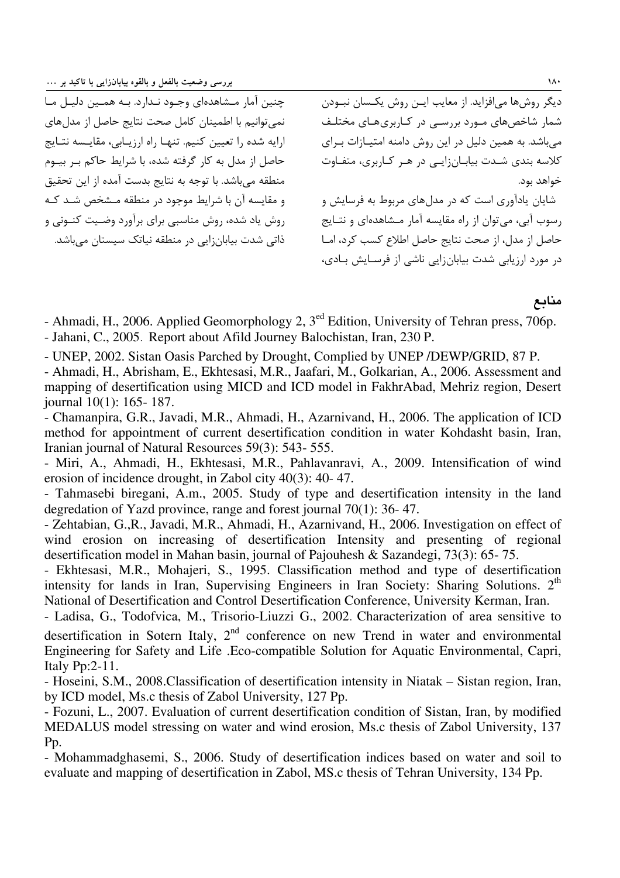دیگر روش‌ها می‌افزاید. از معایب ایـن روش یکـسان نبـودن شمار شاخص‌های مـورد بررسـی در کـاربری‌هـای مختلـف می‌باشد. به همین دلیل در این روش دامنه امتیـازات بـرای کلاسه بندی شـدت بیابـان‌زایـی در هـر کـاربری، متفـاوت خواهد بود.

شایان یادآوری است که در مدل‌های مربوط به فرسایش و رسوب آبی، می‌توان از راه مقایسه آمار مـشاهده‌ای و نتـایج حاصل از مدل، از صحت نتایج حاصل اطلاع کسب کرد، امـا در مورد ارزیابی شدت بیابان‌زایی ناشی از فرسـایش بـادی، چنین آمار مـشاهده‌ای وجـود نـدارد. بـه همـین دلیـل مـا نمی‌توانیم با اطمینان کامل صحت نتایج حاصل از مدل‌های ارایه شده را تعیین کنیم. تنهـا راه ارزیـابی، مقایـسه نتـایج حاصل از مدل به کار گرفته شده، با شرایط حاکم بـر بیـوم منطقه می‌باشد. با توجه به نتایج بدست آمده از این تحقیق و مقایسه آن با شرایط موجود در منطقه مـشخص شـد کـه روش یاد شده، روش مناسبی برای برآورد وضـیت کنـونی و ذاتی شدت بیابان‌زایی در منطقه نیاتک سیستان می‌باشد.

## منابع

- Ahmadi, H., 2006. Applied Geomorphology 2, 3[ed] Edition, University of Tehran press, 706p.
- Jahani, C., 2005. Report about Afild Journey Balochistan, Iran, 230 P.
- UNEP, 2002. Sistan Oasis Parched by Drought, Complied by UNEP /DEWP/GRID, 87 P.
- Ahmadi, H., Abrisham, E., Ekhtesasi, M.R., Jaafari, M., Golkarian, A., 2006. Assessment and mapping of desertification using MICD and ICD model in FakhrAbad, Mehriz region, Desert journal 10(1): 165- 187.
- Chamanpira, G.R., Javadi, M.R., Ahmadi, H., Azarnivand, H., 2006. The application of ICD method for appointment of current desertification condition in water Kohdasht basin, Iran, Iranian journal of Natural Resources 59(3): 543- 555.
- Miri, A., Ahmadi, H., Ekhtesasi, M.R., Pahlavanravi, A., 2009. Intensification of wind erosion of incidence drought, in Zabol city 40(3): 40- 47.
- Tahmasebi biregani, A.m., 2005. Study of type and desertification intensity in the land degredation of Yazd province, range and forest journal 70(1): 36- 47.
- Zehtabian, G.,R., Javadi, M.R., Ahmadi, H., Azarnivand, H., 2006. Investigation on effect of wind erosion on increasing of desertification Intensity and presenting of regional desertification model in Mahan basin, journal of Pajouhesh & Sazandegi, 73(3): 65- 75.
- Ekhtesasi, M.R., Mohajeri, S., 1995. Classification method and type of desertification intensity for lands in Iran, Supervising Engineers in Iran Society: Sharing Solutions. 2[th] National of Desertification and Control Desertification Conference, University Kerman, Iran.
- Ladisa, G., Todofvica, M., Trisorio-Liuzzi G., 2002. Characterization of area sensitive to desertification in Sotern Italy, 2[nd] conference on new Trend in water and environmental Engineering for Safety and Life .Eco-compatible Solution for Aquatic Environmental, Capri, Italy Pp:2-11.
- Hoseini, S.M., 2008.Classification of desertification intensity in Niatak – Sistan region, Iran, by ICD model, Ms.c thesis of Zabol University, 127 Pp.
- Fozuni, L., 2007. Evaluation of current desertification condition of Sistan, Iran, by modified MEDALUS model stressing on water and wind erosion, Ms.c thesis of Zabol University, 137 Pp.
- Mohammadghasemi, S., 2006. Study of desertification indices based on water and soil to evaluate and mapping of desertification in Zabol, MS.c thesis of Tehran University, 134 Pp.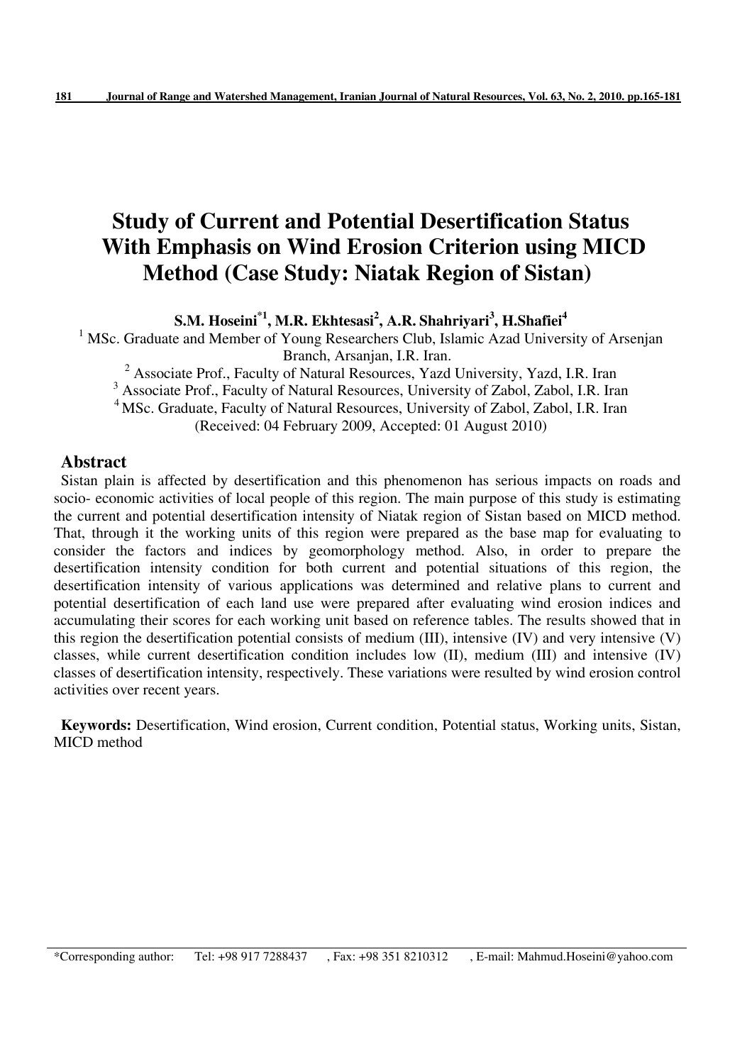# Study of Current and Potential Desertification Status With Emphasis on Wind Erosion Criterion using MICD Method (Case Study: Niatak Region of Sistan)

**S.M. Hoseini*[1], M.R. Ekhtesasi[2], A.R. Shahriyari[3], H.Shafiei[4]**

[1] MSc. Graduate and Member of Young Researchers Club, Islamic Azad University of Arsenjan Branch, Arsanjan, I.R. Iran.

[2] Associate Prof., Faculty of Natural Resources, Yazd University, Yazd, I.R. Iran

[3] Associate Prof., Faculty of Natural Resources, University of Zabol, Zabol, I.R. Iran

[4] MSc. Graduate, Faculty of Natural Resources, University of Zabol, Zabol, I.R. Iran

(Received: 04 February 2009, Accepted: 01 August 2010)

## Abstract

Sistan plain is affected by desertification and this phenomenon has serious impacts on roads and socio- economic activities of local people of this region. The main purpose of this study is estimating the current and potential desertification intensity of Niatak region of Sistan based on MICD method. That, through it the working units of this region were prepared as the base map for evaluating to consider the factors and indices by geomorphology method. Also, in order to prepare the desertification intensity condition for both current and potential situations of this region, the desertification intensity of various applications was determined and relative plans to current and potential desertification of each land use were prepared after evaluating wind erosion indices and accumulating their scores for each working unit based on reference tables. The results showed that in this region the desertification potential consists of medium (III), intensive (IV) and very intensive (V) classes, while current desertification condition includes low (II), medium (III) and intensive (IV) classes of desertification intensity, respectively. These variations were resulted by wind erosion control activities over recent years.

**Keywords:** Desertification, Wind erosion, Current condition, Potential status, Working units, Sistan, MICD method

*Corresponding author: Tel: +98 917 7288437 , Fax: +98 351 8210312 , E-mail: Mahmud.Hoseini@yahoo.com